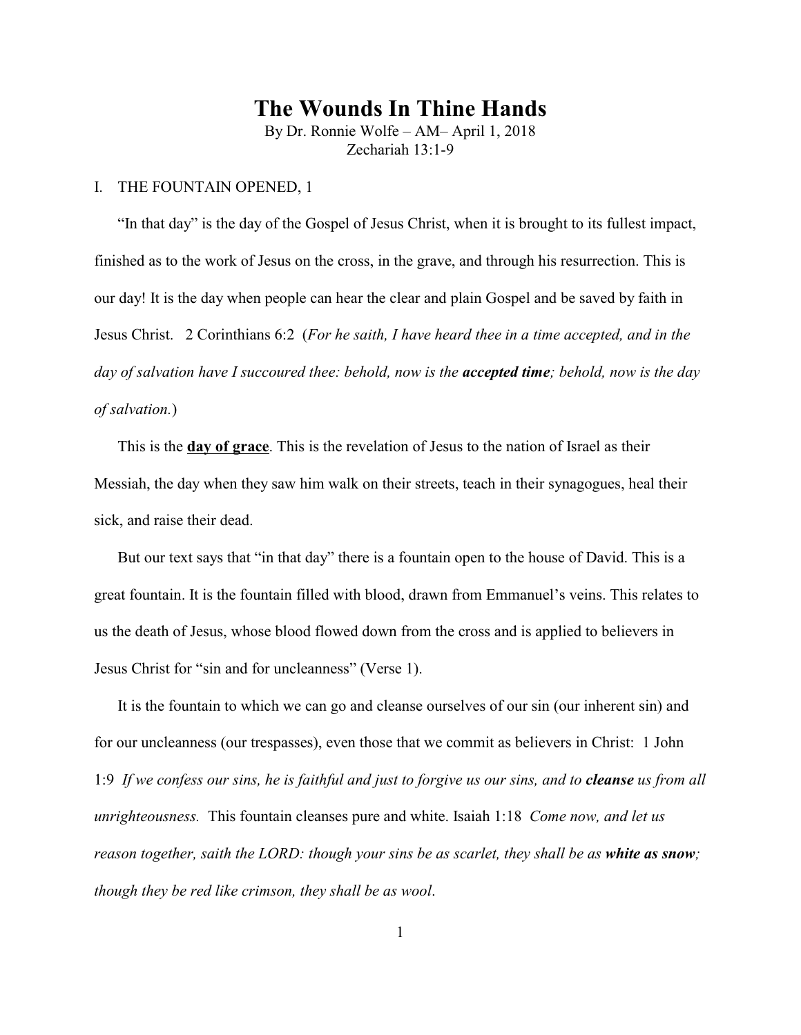# The Wounds In Thine Hands

By Dr. Ronnie Wolfe – AM– April 1, 2018
Zechariah 13:1-9

## I. THE FOUNTAIN OPENED, 1

"In that day" is the day of the Gospel of Jesus Christ, when it is brought to its fullest impact, finished as to the work of Jesus on the cross, in the grave, and through his resurrection. This is our day! It is the day when people can hear the clear and plain Gospel and be saved by faith in Jesus Christ. 2 Corinthians 6:2 (*For he saith, I have heard thee in a time accepted, and in the day of salvation have I succoured thee: behold, now is the* ***accepted time****; behold, now is the day of salvation.*)

This is the **day of grace**. This is the revelation of Jesus to the nation of Israel as their Messiah, the day when they saw him walk on their streets, teach in their synagogues, heal their sick, and raise their dead.

But our text says that "in that day" there is a fountain open to the house of David. This is a great fountain. It is the fountain filled with blood, drawn from Emmanuel's veins. This relates to us the death of Jesus, whose blood flowed down from the cross and is applied to believers in Jesus Christ for "sin and for uncleanness" (Verse 1).

It is the fountain to which we can go and cleanse ourselves of our sin (our inherent sin) and for our uncleanness (our trespasses), even those that we commit as believers in Christ: 1 John 1:9 *If we confess our sins, he is faithful and just to forgive us our sins, and to* ***cleanse*** *us from all unrighteousness.* This fountain cleanses pure and white. Isaiah 1:18 *Come now, and let us reason together, saith the LORD: though your sins be as scarlet, they shall be as* ***white as snow****; though they be red like crimson, they shall be as wool*.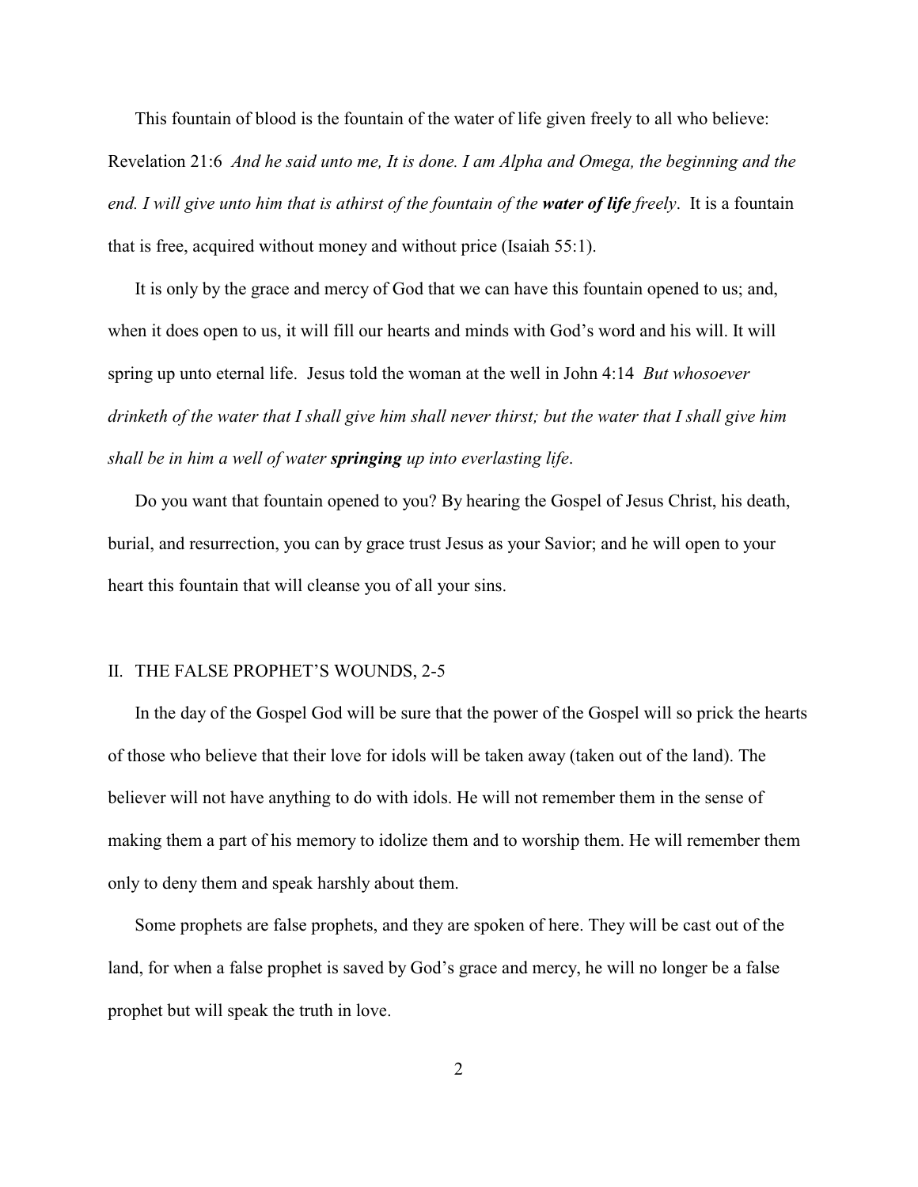This fountain of blood is the fountain of the water of life given freely to all who believe: Revelation 21:6 *And he said unto me, It is done. I am Alpha and Omega, the beginning and the end. I will give unto him that is athirst of the fountain of the* ***water of life*** *freely*. It is a fountain that is free, acquired without money and without price (Isaiah 55:1).

It is only by the grace and mercy of God that we can have this fountain opened to us; and, when it does open to us, it will fill our hearts and minds with God's word and his will. It will spring up unto eternal life. Jesus told the woman at the well in John 4:14 *But whosoever drinketh of the water that I shall give him shall never thirst; but the water that I shall give him shall be in him a well of water* ***springing*** *up into everlasting life*.

Do you want that fountain opened to you? By hearing the Gospel of Jesus Christ, his death, burial, and resurrection, you can by grace trust Jesus as your Savior; and he will open to your heart this fountain that will cleanse you of all your sins.

## II. THE FALSE PROPHET'S WOUNDS, 2-5

In the day of the Gospel God will be sure that the power of the Gospel will so prick the hearts of those who believe that their love for idols will be taken away (taken out of the land). The believer will not have anything to do with idols. He will not remember them in the sense of making them a part of his memory to idolize them and to worship them. He will remember them only to deny them and speak harshly about them.

Some prophets are false prophets, and they are spoken of here. They will be cast out of the land, for when a false prophet is saved by God's grace and mercy, he will no longer be a false prophet but will speak the truth in love.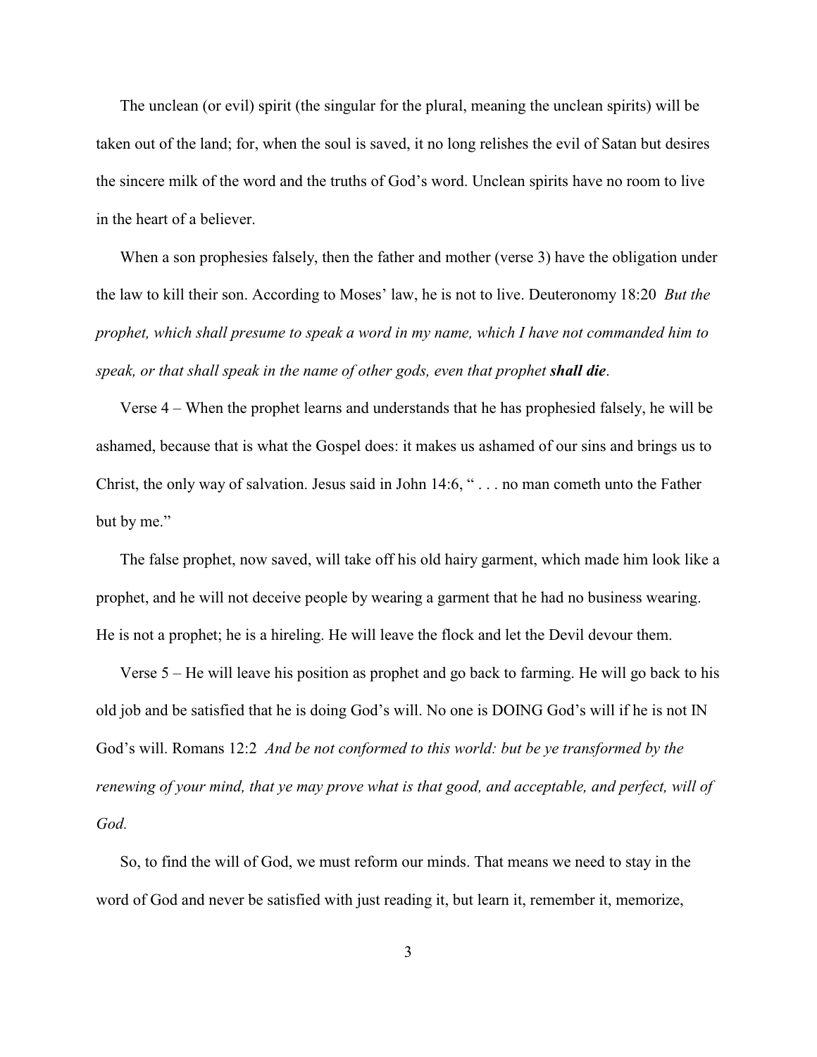The unclean (or evil) spirit (the singular for the plural, meaning the unclean spirits) will be taken out of the land; for, when the soul is saved, it no long relishes the evil of Satan but desires the sincere milk of the word and the truths of God's word. Unclean spirits have no room to live in the heart of a believer.

When a son prophesies falsely, then the father and mother (verse 3) have the obligation under the law to kill their son. According to Moses' law, he is not to live. Deuteronomy 18:20 *But the prophet, which shall presume to speak a word in my name, which I have not commanded him to speak, or that shall speak in the name of other gods, even that prophet* ***shall die****.*

Verse 4 – When the prophet learns and understands that he has prophesied falsely, he will be ashamed, because that is what the Gospel does: it makes us ashamed of our sins and brings us to Christ, the only way of salvation. Jesus said in John 14:6, " . . . no man cometh unto the Father but by me."

The false prophet, now saved, will take off his old hairy garment, which made him look like a prophet, and he will not deceive people by wearing a garment that he had no business wearing. He is not a prophet; he is a hireling. He will leave the flock and let the Devil devour them.

Verse 5 – He will leave his position as prophet and go back to farming. He will go back to his old job and be satisfied that he is doing God's will. No one is DOING God's will if he is not IN God's will. Romans 12:2 *And be not conformed to this world: but be ye transformed by the renewing of your mind, that ye may prove what is that good, and acceptable, and perfect, will of God.*

So, to find the will of God, we must reform our minds. That means we need to stay in the word of God and never be satisfied with just reading it, but learn it, remember it, memorize,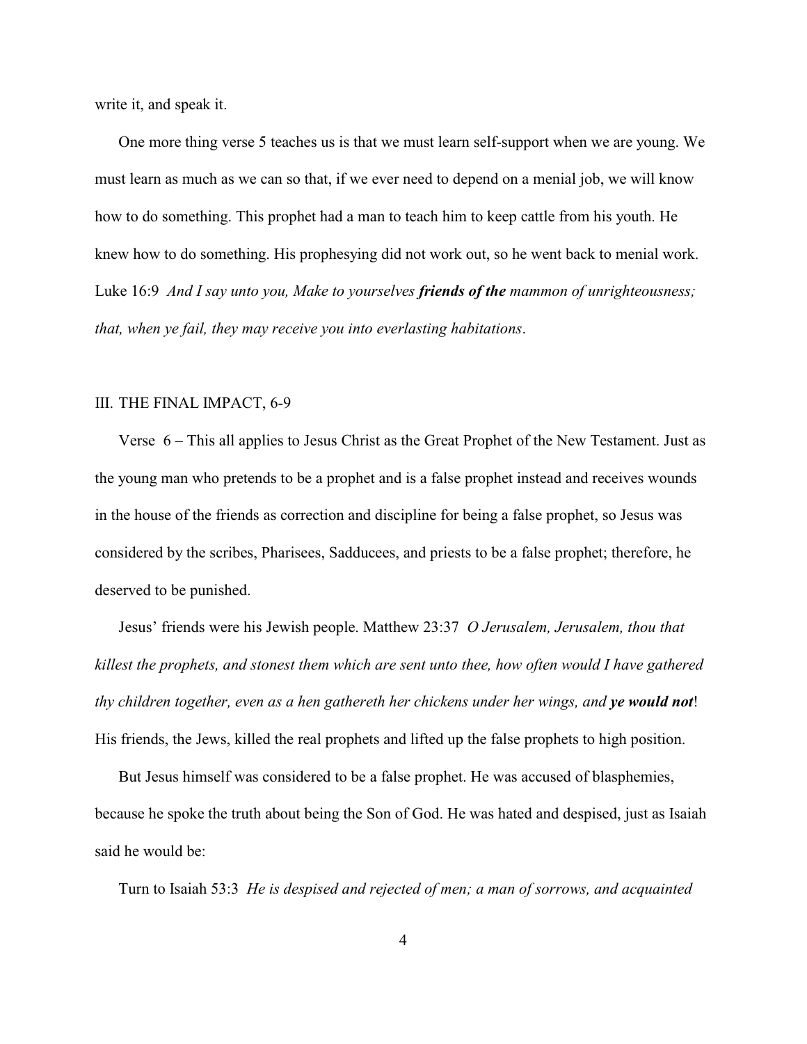write it, and speak it.

One more thing verse 5 teaches us is that we must learn self-support when we are young. We must learn as much as we can so that, if we ever need to depend on a menial job, we will know how to do something. This prophet had a man to teach him to keep cattle from his youth. He knew how to do something. His prophesying did not work out, so he went back to menial work. Luke 16:9 *And I say unto you, Make to yourselves **friends of the** mammon of unrighteousness; that, when ye fail, they may receive you into everlasting habitations*.

III. THE FINAL IMPACT, 6-9

Verse 6 – This all applies to Jesus Christ as the Great Prophet of the New Testament. Just as the young man who pretends to be a prophet and is a false prophet instead and receives wounds in the house of the friends as correction and discipline for being a false prophet, so Jesus was considered by the scribes, Pharisees, Sadducees, and priests to be a false prophet; therefore, he deserved to be punished.

Jesus' friends were his Jewish people. Matthew 23:37 *O Jerusalem, Jerusalem, thou that killest the prophets, and stonest them which are sent unto thee, how often would I have gathered thy children together, even as a hen gathereth her chickens under her wings, and **ye would not***! His friends, the Jews, killed the real prophets and lifted up the false prophets to high position.

But Jesus himself was considered to be a false prophet. He was accused of blasphemies, because he spoke the truth about being the Son of God. He was hated and despised, just as Isaiah said he would be:

Turn to Isaiah 53:3 *He is despised and rejected of men; a man of sorrows, and acquainted*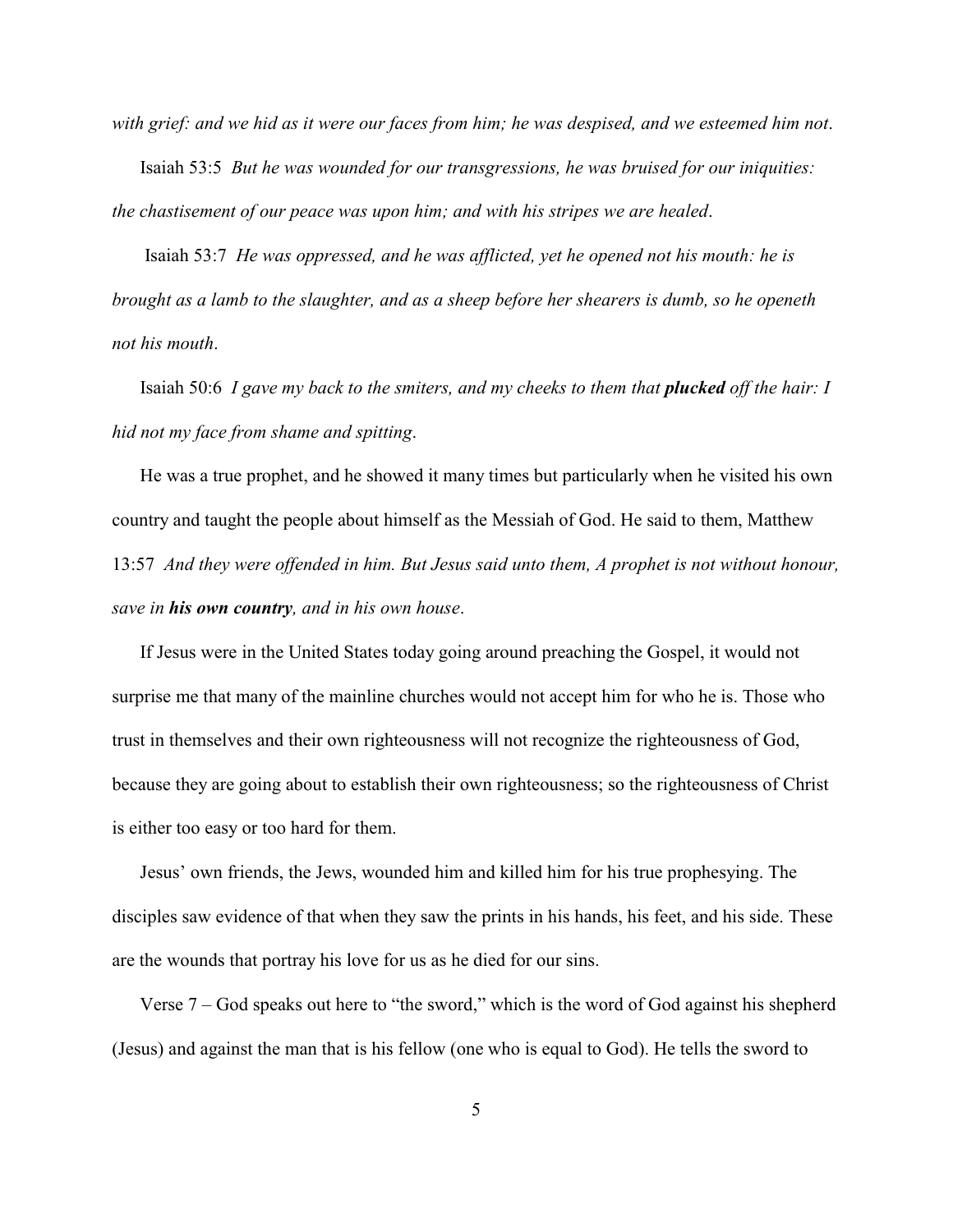*with grief: and we hid as it were our faces from him; he was despised, and we esteemed him not*.

Isaiah 53:5 *But he was wounded for our transgressions, he was bruised for our iniquities: the chastisement of our peace was upon him; and with his stripes we are healed*.

Isaiah 53:7 *He was oppressed, and he was afflicted, yet he opened not his mouth: he is brought as a lamb to the slaughter, and as a sheep before her shearers is dumb, so he openeth not his mouth*.

Isaiah 50:6 *I gave my back to the smiters, and my cheeks to them that **plucked** off the hair: I hid not my face from shame and spitting*.

He was a true prophet, and he showed it many times but particularly when he visited his own country and taught the people about himself as the Messiah of God. He said to them, Matthew 13:57 *And they were offended in him. But Jesus said unto them, A prophet is not without honour, save in **his own country**, and in his own house*.

If Jesus were in the United States today going around preaching the Gospel, it would not surprise me that many of the mainline churches would not accept him for who he is. Those who trust in themselves and their own righteousness will not recognize the righteousness of God, because they are going about to establish their own righteousness; so the righteousness of Christ is either too easy or too hard for them.

Jesus' own friends, the Jews, wounded him and killed him for his true prophesying. The disciples saw evidence of that when they saw the prints in his hands, his feet, and his side. These are the wounds that portray his love for us as he died for our sins.

Verse 7 – God speaks out here to "the sword," which is the word of God against his shepherd (Jesus) and against the man that is his fellow (one who is equal to God). He tells the sword to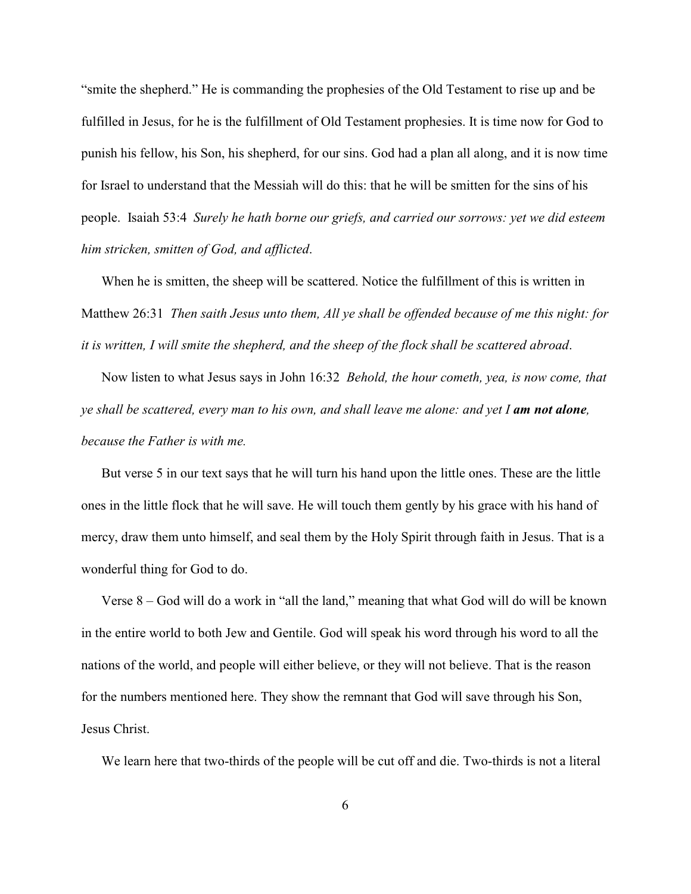"smite the shepherd." He is commanding the prophesies of the Old Testament to rise up and be fulfilled in Jesus, for he is the fulfillment of Old Testament prophesies. It is time now for God to punish his fellow, his Son, his shepherd, for our sins. God had a plan all along, and it is now time for Israel to understand that the Messiah will do this: that he will be smitten for the sins of his people. Isaiah 53:4 *Surely he hath borne our griefs, and carried our sorrows: yet we did esteem him stricken, smitten of God, and afflicted*.

When he is smitten, the sheep will be scattered. Notice the fulfillment of this is written in Matthew 26:31 *Then saith Jesus unto them, All ye shall be offended because of me this night: for it is written, I will smite the shepherd, and the sheep of the flock shall be scattered abroad*.

Now listen to what Jesus says in John 16:32 *Behold, the hour cometh, yea, is now come, that ye shall be scattered, every man to his own, and shall leave me alone: and yet I* ***am not alone****, because the Father is with me.*

But verse 5 in our text says that he will turn his hand upon the little ones. These are the little ones in the little flock that he will save. He will touch them gently by his grace with his hand of mercy, draw them unto himself, and seal them by the Holy Spirit through faith in Jesus. That is a wonderful thing for God to do.

Verse 8 – God will do a work in "all the land," meaning that what God will do will be known in the entire world to both Jew and Gentile. God will speak his word through his word to all the nations of the world, and people will either believe, or they will not believe. That is the reason for the numbers mentioned here. They show the remnant that God will save through his Son, Jesus Christ.

We learn here that two-thirds of the people will be cut off and die. Two-thirds is not a literal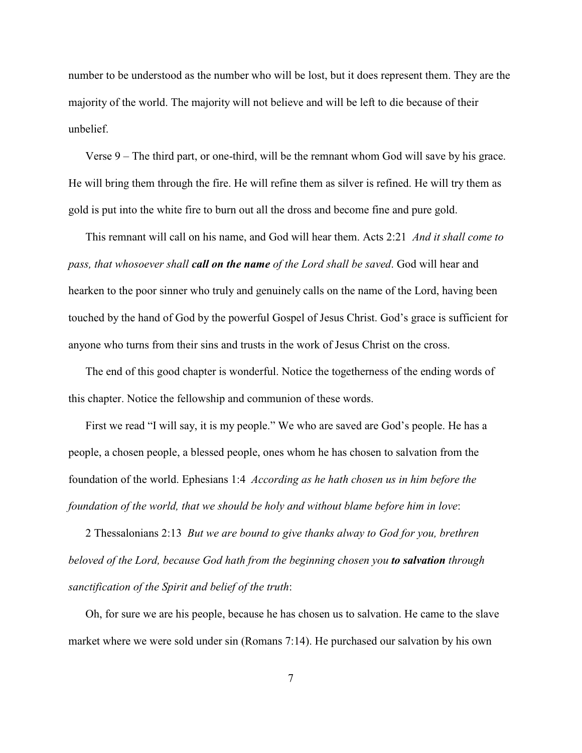number to be understood as the number who will be lost, but it does represent them. They are the majority of the world. The majority will not believe and will be left to die because of their unbelief.

Verse 9 – The third part, or one-third, will be the remnant whom God will save by his grace. He will bring them through the fire. He will refine them as silver is refined. He will try them as gold is put into the white fire to burn out all the dross and become fine and pure gold.

This remnant will call on his name, and God will hear them. Acts 2:21 *And it shall come to pass, that whosoever shall* ***call on the name*** *of the Lord shall be saved*. God will hear and hearken to the poor sinner who truly and genuinely calls on the name of the Lord, having been touched by the hand of God by the powerful Gospel of Jesus Christ. God's grace is sufficient for anyone who turns from their sins and trusts in the work of Jesus Christ on the cross.

The end of this good chapter is wonderful. Notice the togetherness of the ending words of this chapter. Notice the fellowship and communion of these words.

First we read "I will say, it is my people." We who are saved are God's people. He has a people, a chosen people, a blessed people, ones whom he has chosen to salvation from the foundation of the world. Ephesians 1:4 *According as he hath chosen us in him before the foundation of the world, that we should be holy and without blame before him in love*:

2 Thessalonians 2:13 *But we are bound to give thanks alway to God for you, brethren beloved of the Lord, because God hath from the beginning chosen you* ***to salvation*** *through sanctification of the Spirit and belief of the truth*:

Oh, for sure we are his people, because he has chosen us to salvation. He came to the slave market where we were sold under sin (Romans 7:14). He purchased our salvation by his own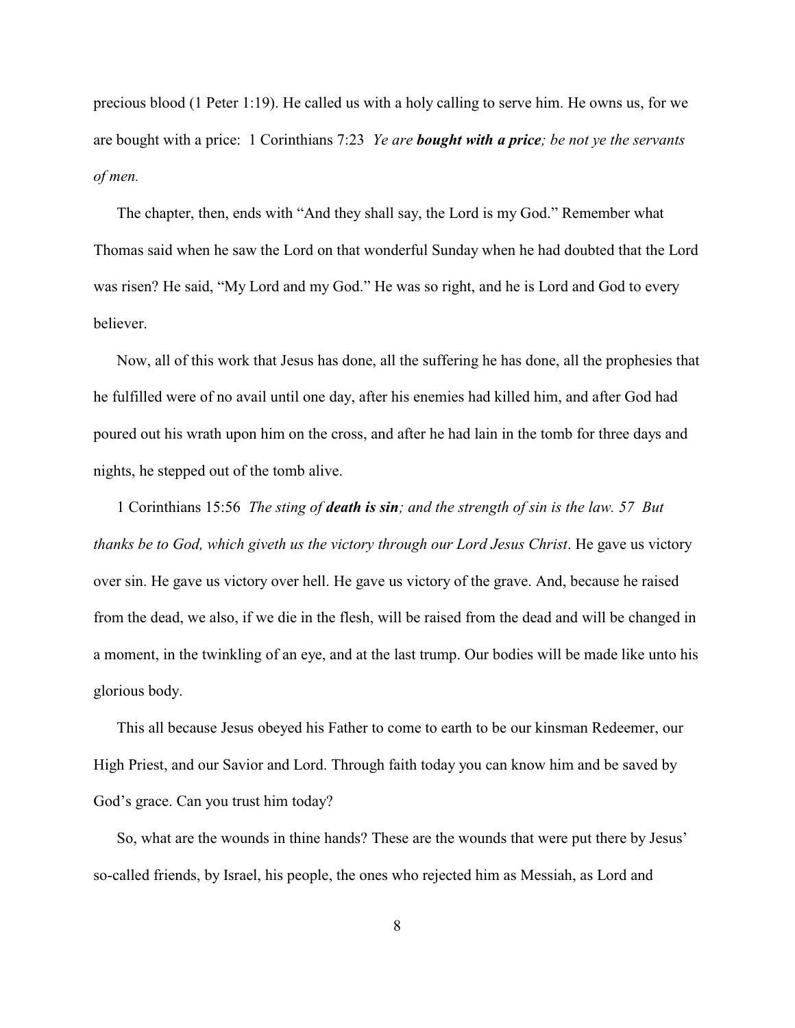precious blood (1 Peter 1:19). He called us with a holy calling to serve him. He owns us, for we are bought with a price: 1 Corinthians 7:23 *Ye are **bought with a price**; be not ye the servants of men.*

The chapter, then, ends with "And they shall say, the Lord is my God." Remember what Thomas said when he saw the Lord on that wonderful Sunday when he had doubted that the Lord was risen? He said, "My Lord and my God." He was so right, and he is Lord and God to every believer.

Now, all of this work that Jesus has done, all the suffering he has done, all the prophesies that he fulfilled were of no avail until one day, after his enemies had killed him, and after God had poured out his wrath upon him on the cross, and after he had lain in the tomb for three days and nights, he stepped out of the tomb alive.

1 Corinthians 15:56 *The sting of **death is sin**; and the strength of sin is the law. 57 But thanks be to God, which giveth us the victory through our Lord Jesus Christ*. He gave us victory over sin. He gave us victory over hell. He gave us victory of the grave. And, because he raised from the dead, we also, if we die in the flesh, will be raised from the dead and will be changed in a moment, in the twinkling of an eye, and at the last trump. Our bodies will be made like unto his glorious body.

This all because Jesus obeyed his Father to come to earth to be our kinsman Redeemer, our High Priest, and our Savior and Lord. Through faith today you can know him and be saved by God's grace. Can you trust him today?

So, what are the wounds in thine hands? These are the wounds that were put there by Jesus' so-called friends, by Israel, his people, the ones who rejected him as Messiah, as Lord and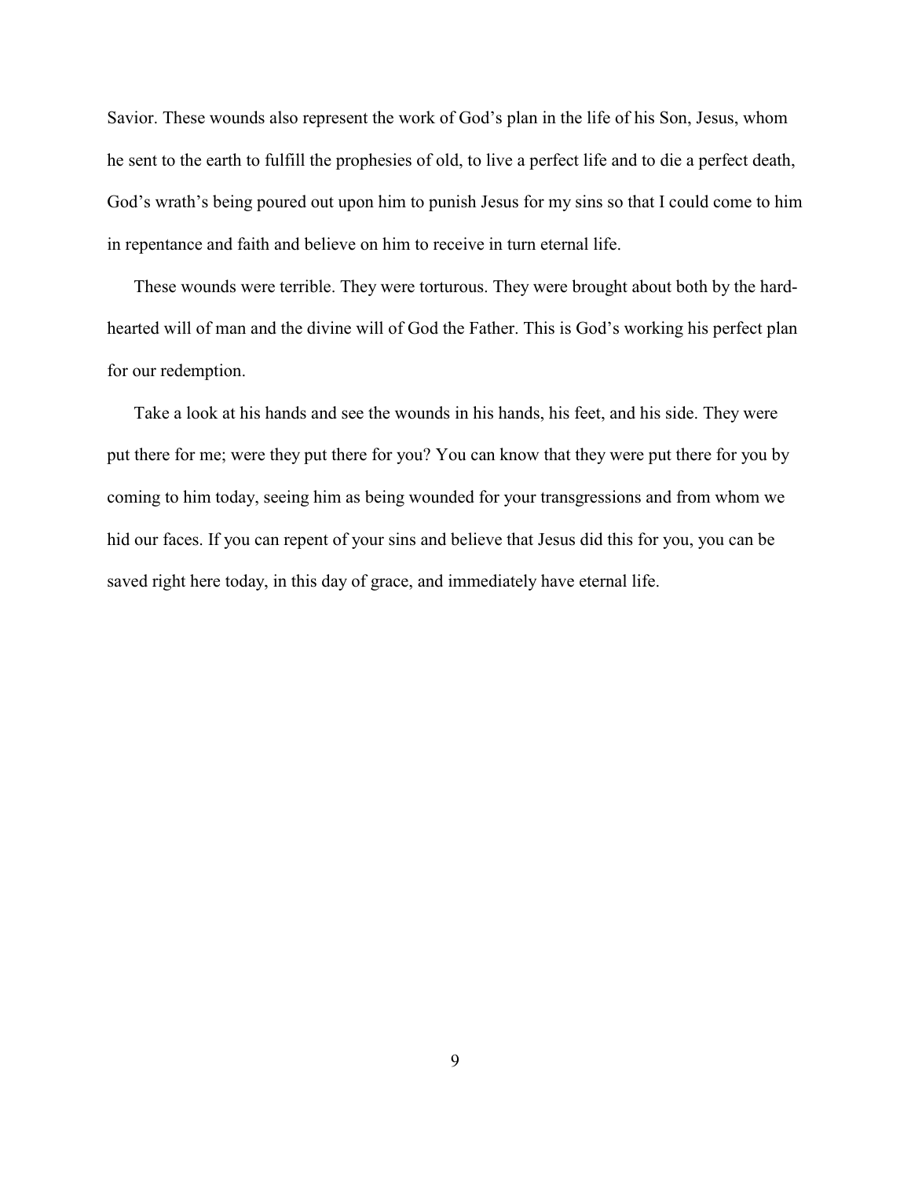Savior. These wounds also represent the work of God's plan in the life of his Son, Jesus, whom he sent to the earth to fulfill the prophesies of old, to live a perfect life and to die a perfect death, God's wrath's being poured out upon him to punish Jesus for my sins so that I could come to him in repentance and faith and believe on him to receive in turn eternal life.

These wounds were terrible. They were torturous. They were brought about both by the hard-hearted will of man and the divine will of God the Father. This is God's working his perfect plan for our redemption.

Take a look at his hands and see the wounds in his hands, his feet, and his side. They were put there for me; were they put there for you? You can know that they were put there for you by coming to him today, seeing him as being wounded for your transgressions and from whom we hid our faces. If you can repent of your sins and believe that Jesus did this for you, you can be saved right here today, in this day of grace, and immediately have eternal life.